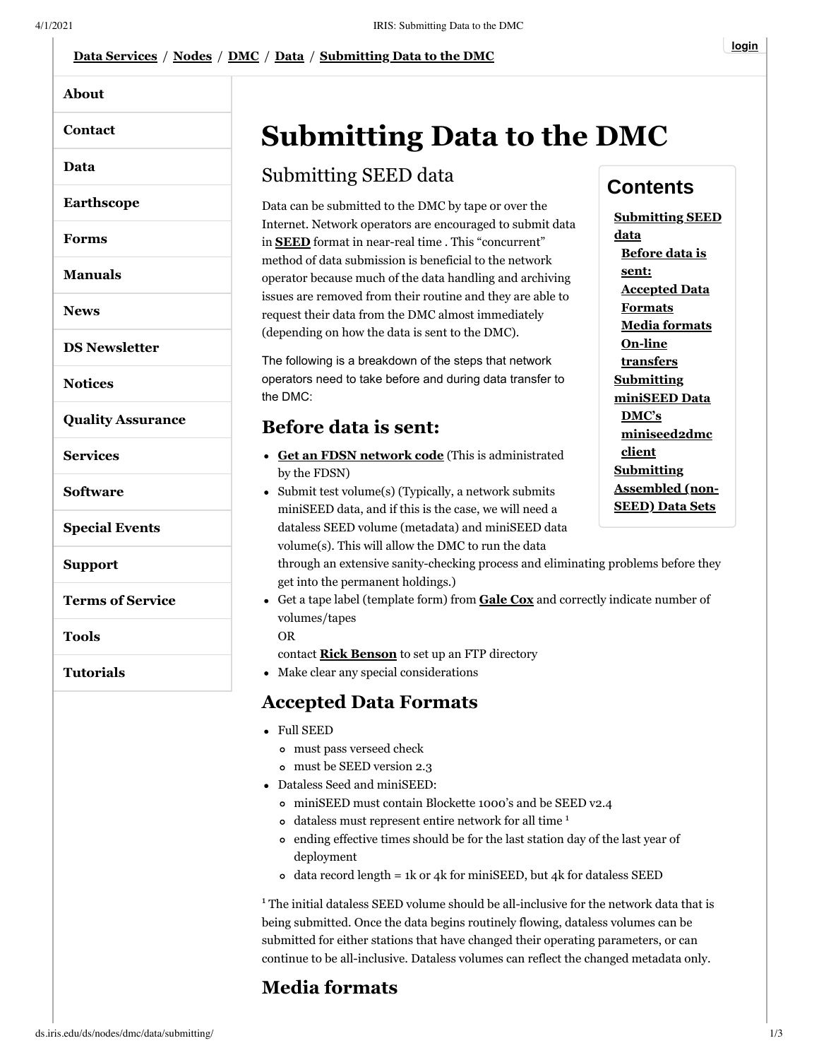Data Services / Nodes / DMC / Data / Submitting Data to the DMC

# Submitting Data to the DMC

## Submitting SEED data

Data can be submitted to the DMC by tape or over the Internet. Network operators are encouraged to submit data in **SEED** format in near-real time . This "concurrent" method of data submission is beneficial to the network operator because much of the data handling and archiving issues are removed from their routine and they are able to request their data from the DMC almost immediately (depending on how the data is sent to the DMC).

The following is a breakdown of the steps that network operators need to take before and during data transfer to the DMC:

### Before data is sent:

- **Get an FDSN network code** (This is administrated by the FDSN)
- Submit test volume(s) (Typically, a network submits miniSEED data, and if this is the case, we will need a dataless SEED volume (metadata) and miniSEED data volume(s). This will allow the DMC to run the data through an extensive sanity-checking process and eliminating problems before they get into the permanent holdings.)
- Get a tape label (template form) from **Gale Cox** and correctly indicate number of volumes/tapes
  OR
  contact **Rick Benson** to set up an FTP directory
- Make clear any special considerations

### Accepted Data Formats

- Full SEED
  - must pass verseed check
  - must be SEED version 2.3
- Dataless Seed and miniSEED:
  - miniSEED must contain Blockette 1000's and be SEED v2.4
  - dataless must represent entire network for all time [1]
  - ending effective times should be for the last station day of the last year of deployment
  - data record length = 1k or 4k for miniSEED, but 4k for dataless SEED

[1] The initial dataless SEED volume should be all-inclusive for the network data that is being submitted. Once the data begins routinely flowing, dataless volumes can be submitted for either stations that have changed their operating parameters, or can continue to be all-inclusive. Dataless volumes can reflect the changed metadata only.

### Media formats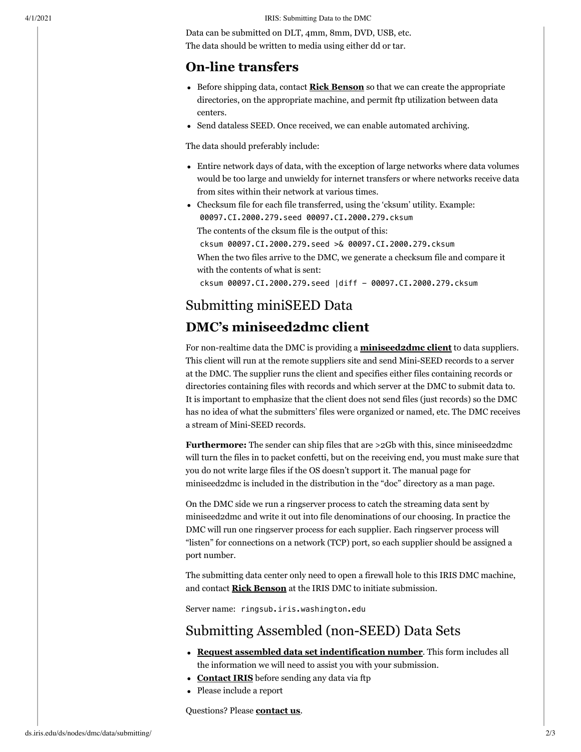Data can be submitted on DLT, 4mm, 8mm, DVD, USB, etc.
The data should be written to media using either dd or tar.

### On-line transfers

- Before shipping data, contact **Rick Benson** so that we can create the appropriate directories, on the appropriate machine, and permit ftp utilization between data centers.
- Send dataless SEED. Once received, we can enable automated archiving.

The data should preferably include:

- Entire network days of data, with the exception of large networks where data volumes would be too large and unwieldy for internet transfers or where networks receive data from sites within their network at various times.
- Checksum file for each file transferred, using the 'cksum' utility. Example:
  `00097.CI.2000.279.seed 00097.CI.2000.279.cksum`
  The contents of the cksum file is the output of this:
  `cksum 00097.CI.2000.279.seed >& 00097.CI.2000.279.cksum`
  When the two files arrive to the DMC, we generate a checksum file and compare it with the contents of what is sent:
  `cksum 00097.CI.2000.279.seed |diff – 00097.CI.2000.279.cksum`

## Submitting miniSEED Data

### DMC's miniseed2dmc client

For non-realtime data the DMC is providing a **miniseed2dmc client** to data suppliers. This client will run at the remote suppliers site and send Mini-SEED records to a server at the DMC. The supplier runs the client and specifies either files containing records or directories containing files with records and which server at the DMC to submit data to. It is important to emphasize that the client does not send files (just records) so the DMC has no idea of what the submitters' files were organized or named, etc. The DMC receives a stream of Mini-SEED records.

**Furthermore:** The sender can ship files that are >2Gb with this, since miniseed2dmc will turn the files in to packet confetti, but on the receiving end, you must make sure that you do not write large files if the OS doesn't support it. The manual page for miniseed2dmc is included in the distribution in the "doc" directory as a man page.

On the DMC side we run a ringserver process to catch the streaming data sent by miniseed2dmc and write it out into file denominations of our choosing. In practice the DMC will run one ringserver process for each supplier. Each ringserver process will "listen" for connections on a network (TCP) port, so each supplier should be assigned a port number.

The submitting data center only need to open a firewall hole to this IRIS DMC machine, and contact **Rick Benson** at the IRIS DMC to initiate submission.

Server name: `ringsub.iris.washington.edu`

## Submitting Assembled (non-SEED) Data Sets

- **Request assembled data set indentification number**. This form includes all the information we will need to assist you with your submission.
- **Contact IRIS** before sending any data via ftp
- Please include a report

Questions? Please **contact us**.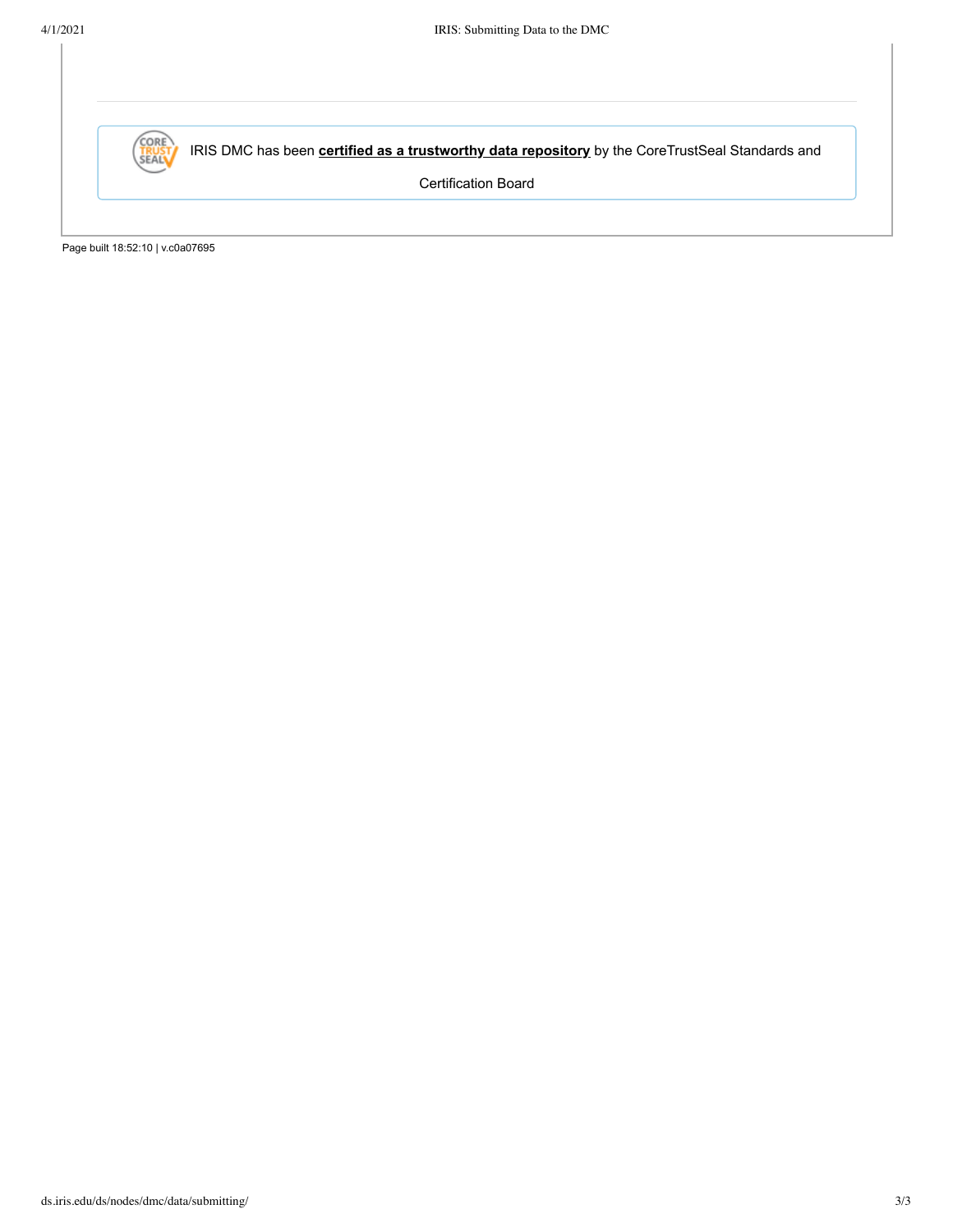IRIS DMC has been **certified as a trustworthy data repository** by the CoreTrustSeal Standards and Certification Board

Page built 18:52:10 | v.c0a07695